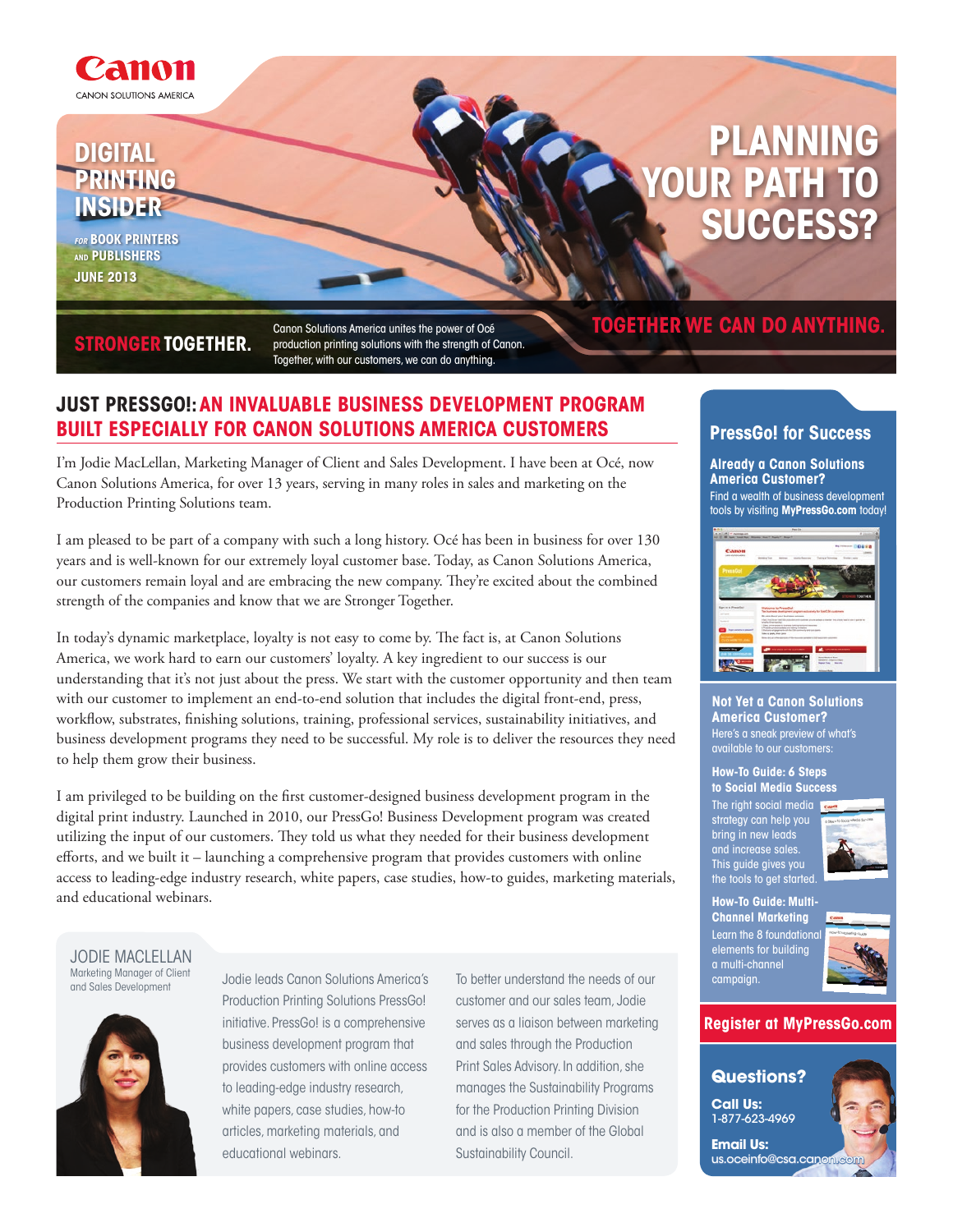Canon

CANON SOLUTIONS AMERICA

# DIGITAL PRINTING INSIDER

*FOR* **BOOK PRINTERS** *AND* **PUBLISHERS**

**JUNE 2013**

# PLANNING YOUR PATH TO SUCCESS?

**STRONGER TOGETHER.**

Canon Solutions America unites the power of Océ production printing solutions with the strength of Canon. Together, with our customers, we can do anything.

**TOGETHER WE CAN DO ANYTHING.**

## JUST PRESSGO!: AN INVALUABLE BUSINESS DEVELOPMENT PROGRAM BUILT ESPECIALLY FOR CANON SOLUTIONS AMERICA CUSTOMERS

I'm Jodie MacLellan, Marketing Manager of Client and Sales Development. I have been at Océ, now Canon Solutions America, for over 13 years, serving in many roles in sales and marketing on the Production Printing Solutions team.

I am pleased to be part of a company with such a long history. Océ has been in business for over 130 years and is well-known for our extremely loyal customer base. Today, as Canon Solutions America, our customers remain loyal and are embracing the new company. They're excited about the combined strength of the companies and know that we are Stronger Together.

In today's dynamic marketplace, loyalty is not easy to come by. The fact is, at Canon Solutions America, we work hard to earn our customers' loyalty. A key ingredient to our success is our understanding that it's not just about the press. We start with the customer opportunity and then team with our customer to implement an end-to-end solution that includes the digital front-end, press, workflow, substrates, finishing solutions, training, professional services, sustainability initiatives, and business development programs they need to be successful. My role is to deliver the resources they need to help them grow their business.

I am privileged to be building on the first customer-designed business development program in the digital print industry. Launched in 2010, our PressGo! Business Development program was created utilizing the input of our customers. They told us what they needed for their business development efforts, and we built it – launching a comprehensive program that provides customers with online access to leading-edge industry research, white papers, case studies, how-to guides, marketing materials, and educational webinars.

### JODIE MACLELLAN

Marketing Manager of Client and Sales Development

Jodie leads Canon Solutions America's Production Printing Solutions PressGo! initiative. PressGo! is a comprehensive business development program that provides customers with online access to leading-edge industry research, white papers, case studies, how-to articles, marketing materials, and educational webinars.

To better understand the needs of our customer and our sales team, Jodie serves as a liaison between marketing and sales through the Production Print Sales Advisory. In addition, she manages the Sustainability Programs for the Production Printing Division and is also a member of the Global Sustainability Council.

## PressGo! for Success

**Already a Canon Solutions America Customer?**

Find a wealth of business development tools by visiting **MyPressGo.com** today!

**Not Yet a Canon Solutions America Customer?**

Here's a sneak preview of what's available to our customers:

**How-To Guide: 6 Steps to Social Media Success**

The right social media strategy can help you bring in new leads and increase sales. This guide gives you the tools to get started.

**How-To Guide: Multi-Channel Marketing**

Learn the 8 foundational elements for building a multi-channel campaign.

**Register at MyPressGo.com**

**Questions?**

**Call Us:**
1-877-623-4969

**Email Us:**
us.oceinfo@csa.canon.com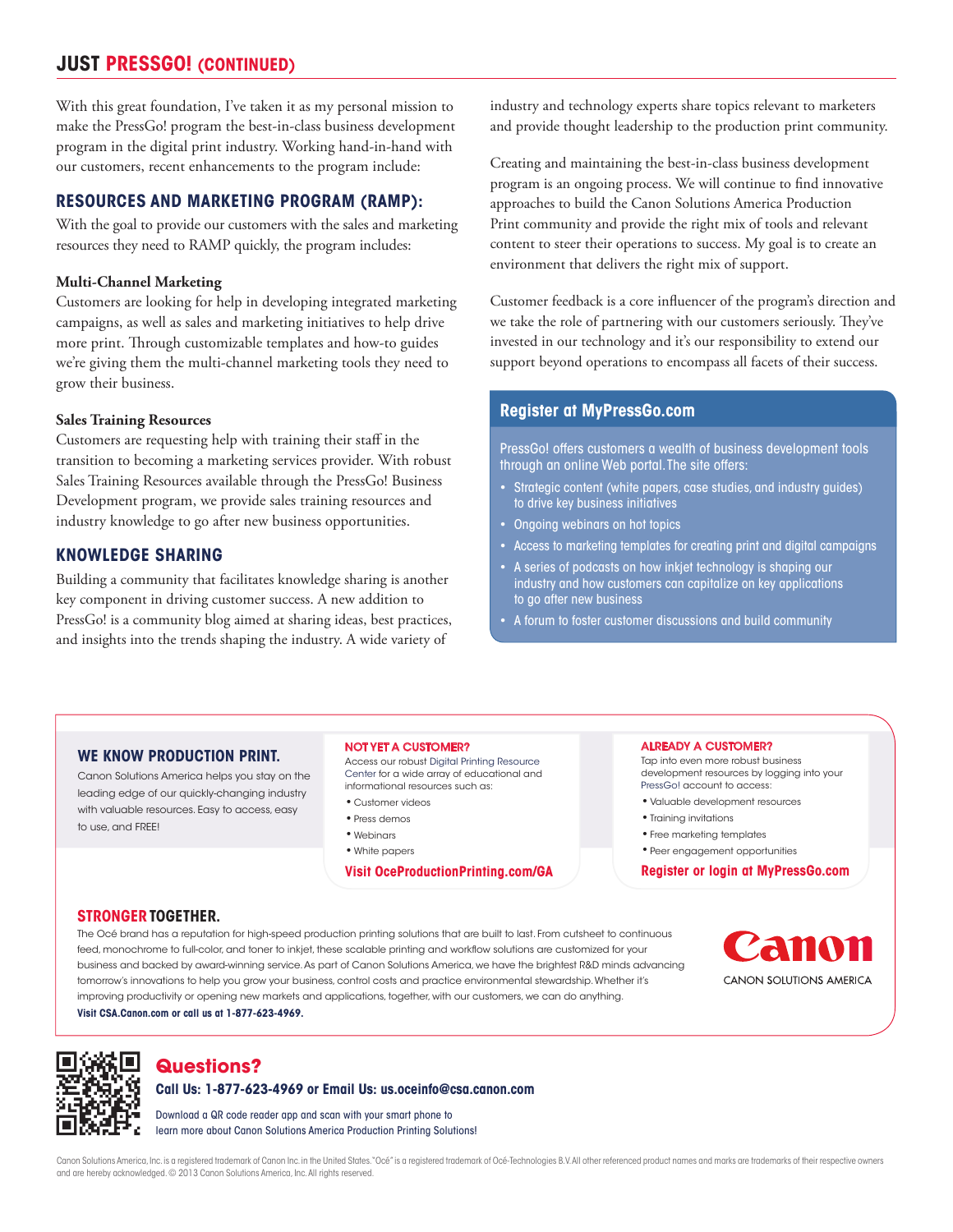## JUST PRESSGO! (CONTINUED)

With this great foundation, I've taken it as my personal mission to make the PressGo! program the best-in-class business development program in the digital print industry. Working hand-in-hand with our customers, recent enhancements to the program include:

### RESOURCES AND MARKETING PROGRAM (RAMP):

With the goal to provide our customers with the sales and marketing resources they need to RAMP quickly, the program includes:

**Multi-Channel Marketing**
Customers are looking for help in developing integrated marketing campaigns, as well as sales and marketing initiatives to help drive more print. Through customizable templates and how-to guides we're giving them the multi-channel marketing tools they need to grow their business.

**Sales Training Resources**
Customers are requesting help with training their staff in the transition to becoming a marketing services provider. With robust Sales Training Resources available through the PressGo! Business Development program, we provide sales training resources and industry knowledge to go after new business opportunities.

### KNOWLEDGE SHARING

Building a community that facilitates knowledge sharing is another key component in driving customer success. A new addition to PressGo! is a community blog aimed at sharing ideas, best practices, and insights into the trends shaping the industry. A wide variety of industry and technology experts share topics relevant to marketers and provide thought leadership to the production print community.

Creating and maintaining the best-in-class business development program is an ongoing process. We will continue to find innovative approaches to build the Canon Solutions America Production Print community and provide the right mix of tools and relevant content to steer their operations to success. My goal is to create an environment that delivers the right mix of support.

Customer feedback is a core influencer of the program's direction and we take the role of partnering with our customers seriously. They've invested in our technology and it's our responsibility to extend our support beyond operations to encompass all facets of their success.

### Register at MyPressGo.com

PressGo! offers customers a wealth of business development tools through an online Web portal. The site offers:

- Strategic content (white papers, case studies, and industry guides) to drive key business initiatives
- Ongoing webinars on hot topics
- Access to marketing templates for creating print and digital campaigns
- A series of podcasts on how inkjet technology is shaping our industry and how customers can capitalize on key applications to go after new business
- A forum to foster customer discussions and build community

### WE KNOW PRODUCTION PRINT.

Canon Solutions America helps you stay on the leading edge of our quickly-changing industry with valuable resources. Easy to access, easy to use, and FREE!

**NOT YET A CUSTOMER?**
Access our robust Digital Printing Resource Center for a wide array of educational and informational resources such as:

- Customer videos
- Press demos
- Webinars
- White papers

**Visit OceProductionPrinting.com/GA**

**ALREADY A CUSTOMER?**
Tap into even more robust business development resources by logging into your PressGo! account to access:

- Valuable development resources
- Training invitations
- Free marketing templates
- Peer engagement opportunities

**Register or login at MyPressGo.com**

### STRONGER TOGETHER.

The Océ brand has a reputation for high-speed production printing solutions that are built to last. From cutsheet to continuous feed, monochrome to full-color, and toner to inkjet, these scalable printing and workflow solutions are customized for your business and backed by award-winning service. As part of Canon Solutions America, we have the brightest R&D minds advancing tomorrow's innovations to help you grow your business, control costs and practice environmental stewardship. Whether it's improving productivity or opening new markets and applications, together, with our customers, we can do anything.

**Visit CSA.Canon.com or call us at 1-877-623-4969.**

Canon
CANON SOLUTIONS AMERICA

### Questions?

**Call Us: 1-877-623-4969 or Email Us: us.oceinfo@csa.canon.com**

Download a QR code reader app and scan with your smart phone to learn more about Canon Solutions America Production Printing Solutions!

Canon Solutions America, Inc. is a registered trademark of Canon Inc. in the United States. "Océ" is a registered trademark of Océ-Technologies B.V. All other referenced product names and marks are trademarks of their respective owners and are hereby acknowledged. © 2013 Canon Solutions America, Inc. All rights reserved.